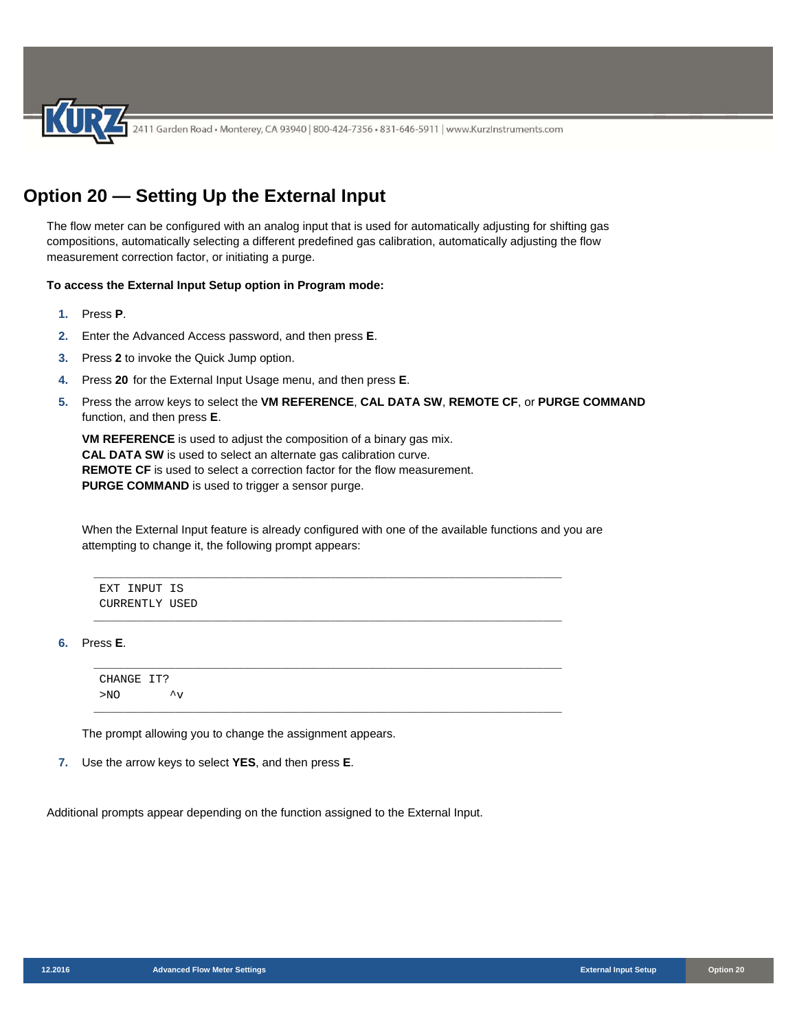# Option 20 — Setting Up the External Input

The flow meter can be configured with an analog input that is used for automatically adjusting for shifting gas compositions, automatically selecting a different predefined gas calibration, automatically adjusting the flow measurement correction factor, or initiating a purge.

**To access the External Input Setup option in Program mode:**

1. Press **P**.
2. Enter the Advanced Access password, and then press **E**.
3. Press **2** to invoke the Quick Jump option.
4. Press **20** for the External Input Usage menu, and then press **E**.
5. Press the arrow keys to select the **VM REFERENCE**, **CAL DATA SW**, **REMOTE CF**, or **PURGE COMMAND** function, and then press **E**.

   **VM REFERENCE** is used to adjust the composition of a binary gas mix.
   **CAL DATA SW** is used to select an alternate gas calibration curve.
   **REMOTE CF** is used to select a correction factor for the flow measurement.
   **PURGE COMMAND** is used to trigger a sensor purge.

   When the External Input feature is already configured with one of the available functions and you are attempting to change it, the following prompt appears:

   ```
   EXT INPUT IS
   CURRENTLY USED
   ```

6. Press **E**.

   ```
   CHANGE IT?
   >NO       ^v
   ```

   The prompt allowing you to change the assignment appears.

7. Use the arrow keys to select **YES**, and then press **E**.

Additional prompts appear depending on the function assigned to the External Input.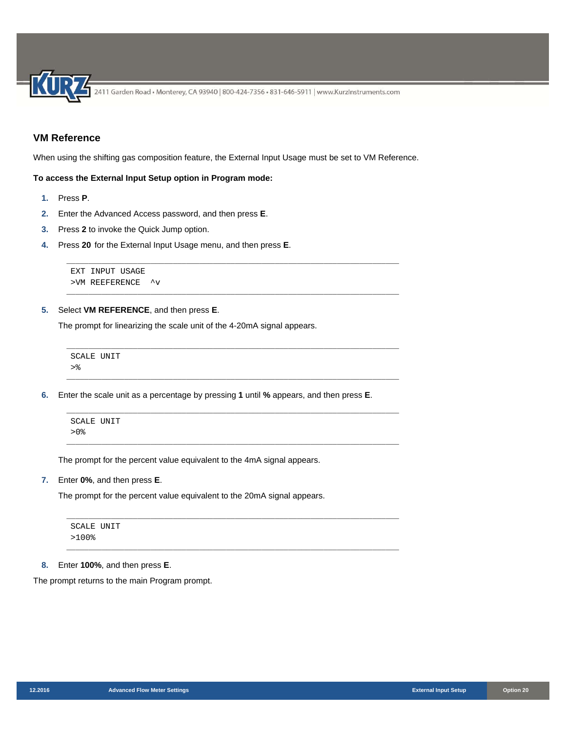## VM Reference

When using the shifting gas composition feature, the External Input Usage must be set to VM Reference.

**To access the External Input Setup option in Program mode:**

1. Press **P**.
2. Enter the Advanced Access password, and then press **E**.
3. Press **2** to invoke the Quick Jump option.
4. Press **20** for the External Input Usage menu, and then press **E**.

```
EXT INPUT USAGE
>VM REEFERENCE  ^v
```

5. Select **VM REFERENCE**, and then press **E**.

   The prompt for linearizing the scale unit of the 4-20mA signal appears.

```
SCALE UNIT
>%
```

6. Enter the scale unit as a percentage by pressing **1** until **%** appears, and then press **E**.

```
SCALE UNIT
>0%
```

   The prompt for the percent value equivalent to the 4mA signal appears.

7. Enter **0%**, and then press **E**.

   The prompt for the percent value equivalent to the 20mA signal appears.

```
SCALE UNIT
>100%
```

8. Enter **100%**, and then press **E**.

The prompt returns to the main Program prompt.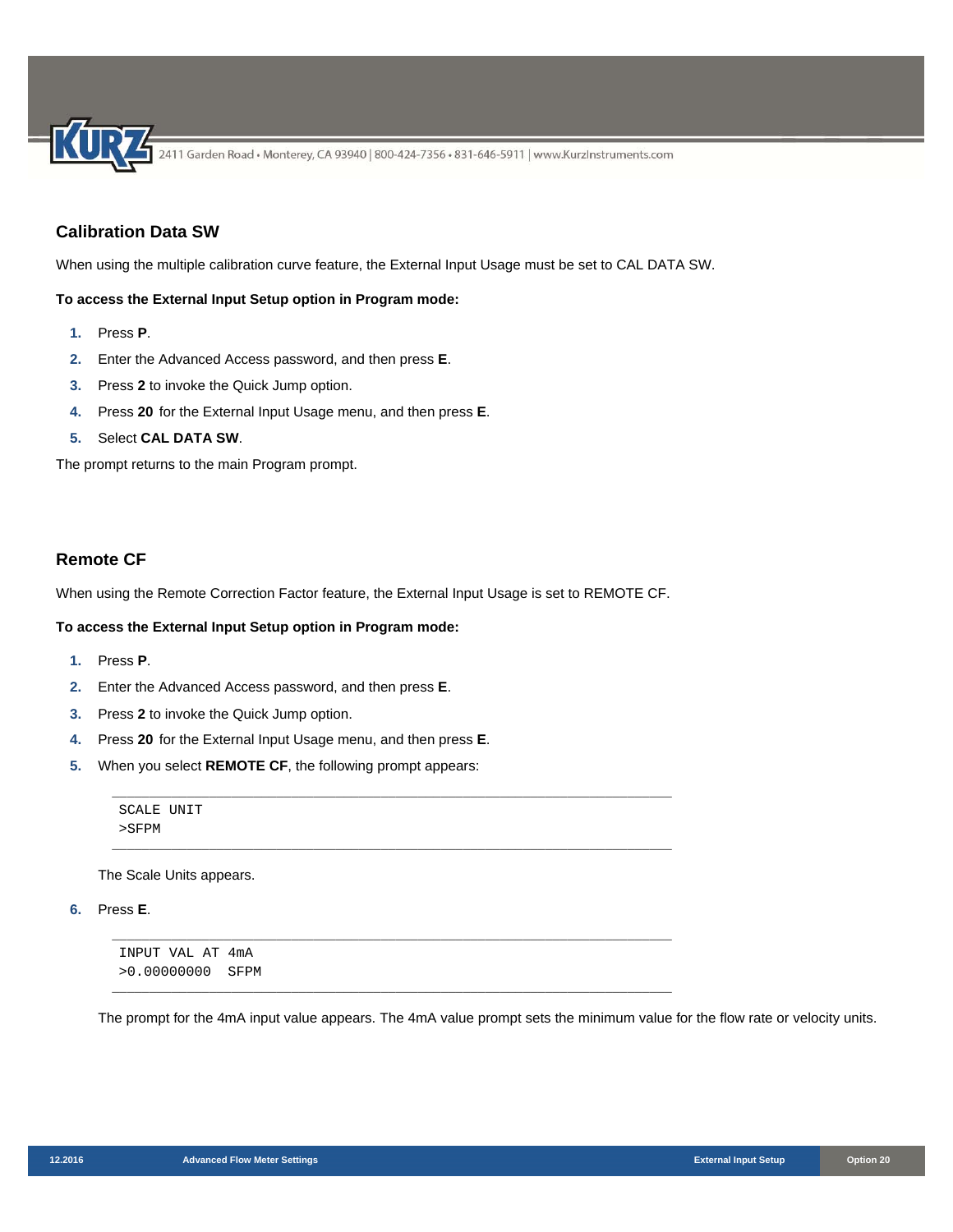## Calibration Data SW

When using the multiple calibration curve feature, the External Input Usage must be set to CAL DATA SW.

**To access the External Input Setup option in Program mode:**

1. Press **P**.
2. Enter the Advanced Access password, and then press **E**.
3. Press **2** to invoke the Quick Jump option.
4. Press **20** for the External Input Usage menu, and then press **E**.
5. Select **CAL DATA SW**.

The prompt returns to the main Program prompt.

## Remote CF

When using the Remote Correction Factor feature, the External Input Usage is set to REMOTE CF.

**To access the External Input Setup option in Program mode:**

1. Press **P**.
2. Enter the Advanced Access password, and then press **E**.
3. Press **2** to invoke the Quick Jump option.
4. Press **20** for the External Input Usage menu, and then press **E**.
5. When you select **REMOTE CF**, the following prompt appears:

   ```
   SCALE UNIT
   >SFPM
   ```

   The Scale Units appears.

6. Press **E**.

   ```
   INPUT VAL AT 4mA
   >0.00000000  SFPM
   ```

   The prompt for the 4mA input value appears. The 4mA value prompt sets the minimum value for the flow rate or velocity units.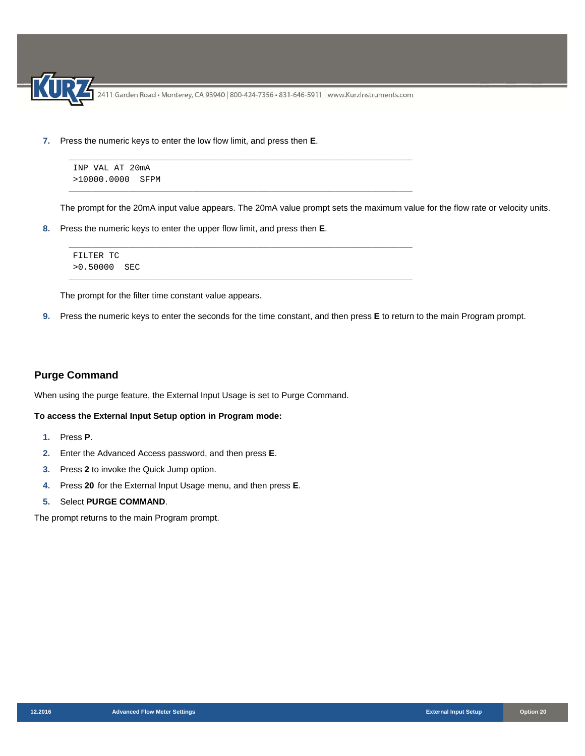7. Press the numeric keys to enter the low flow limit, and press then **E**.

```
INP VAL AT 20mA
>10000.0000  SFPM
```

The prompt for the 20mA input value appears. The 20mA value prompt sets the maximum value for the flow rate or velocity units.

8. Press the numeric keys to enter the upper flow limit, and press then **E**.

```
FILTER TC
>0.50000  SEC
```

The prompt for the filter time constant value appears.

9. Press the numeric keys to enter the seconds for the time constant, and then press **E** to return to the main Program prompt.

## Purge Command

When using the purge feature, the External Input Usage is set to Purge Command.

**To access the External Input Setup option in Program mode:**

1. Press **P**.
2. Enter the Advanced Access password, and then press **E**.
3. Press **2** to invoke the Quick Jump option.
4. Press **20** for the External Input Usage menu, and then press **E**.
5. Select **PURGE COMMAND**.

The prompt returns to the main Program prompt.